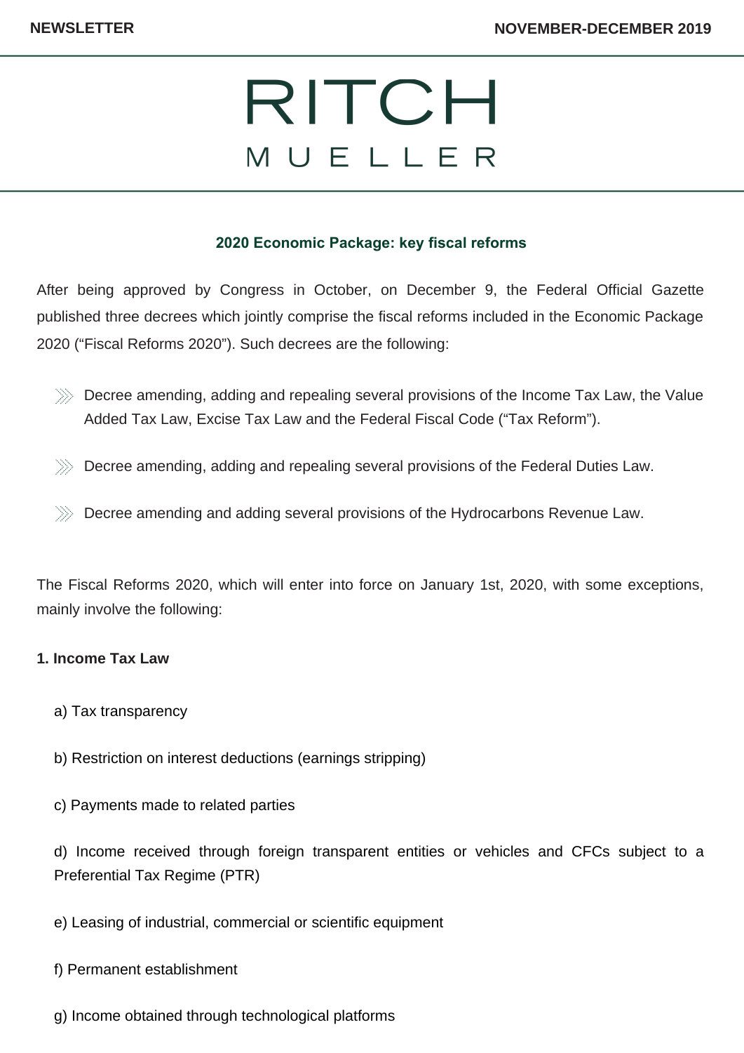# RITCH MUELLER

## 2020 Economic Package: key fiscal reforms

After being approved by Congress in October, on December 9, the Federal Official Gazette published three decrees which jointly comprise the fiscal reforms included in the Economic Package 2020 ("Fiscal Reforms 2020"). Such decrees are the following:

- Decree amending, adding and repealing several provisions of the Income Tax Law, the Value Added Tax Law, Excise Tax Law and the Federal Fiscal Code ("Tax Reform").
- Decree amending, adding and repealing several provisions of the Federal Duties Law.
- Decree amending and adding several provisions of the Hydrocarbons Revenue Law.

The Fiscal Reforms 2020, which will enter into force on January 1st, 2020, with some exceptions, mainly involve the following:

**1. Income Tax Law**

a) Tax transparency

b) Restriction on interest deductions (earnings stripping)

c) Payments made to related parties

d) Income received through foreign transparent entities or vehicles and CFCs subject to a Preferential Tax Regime (PTR)

e) Leasing of industrial, commercial or scientific equipment

f) Permanent establishment

g) Income obtained through technological platforms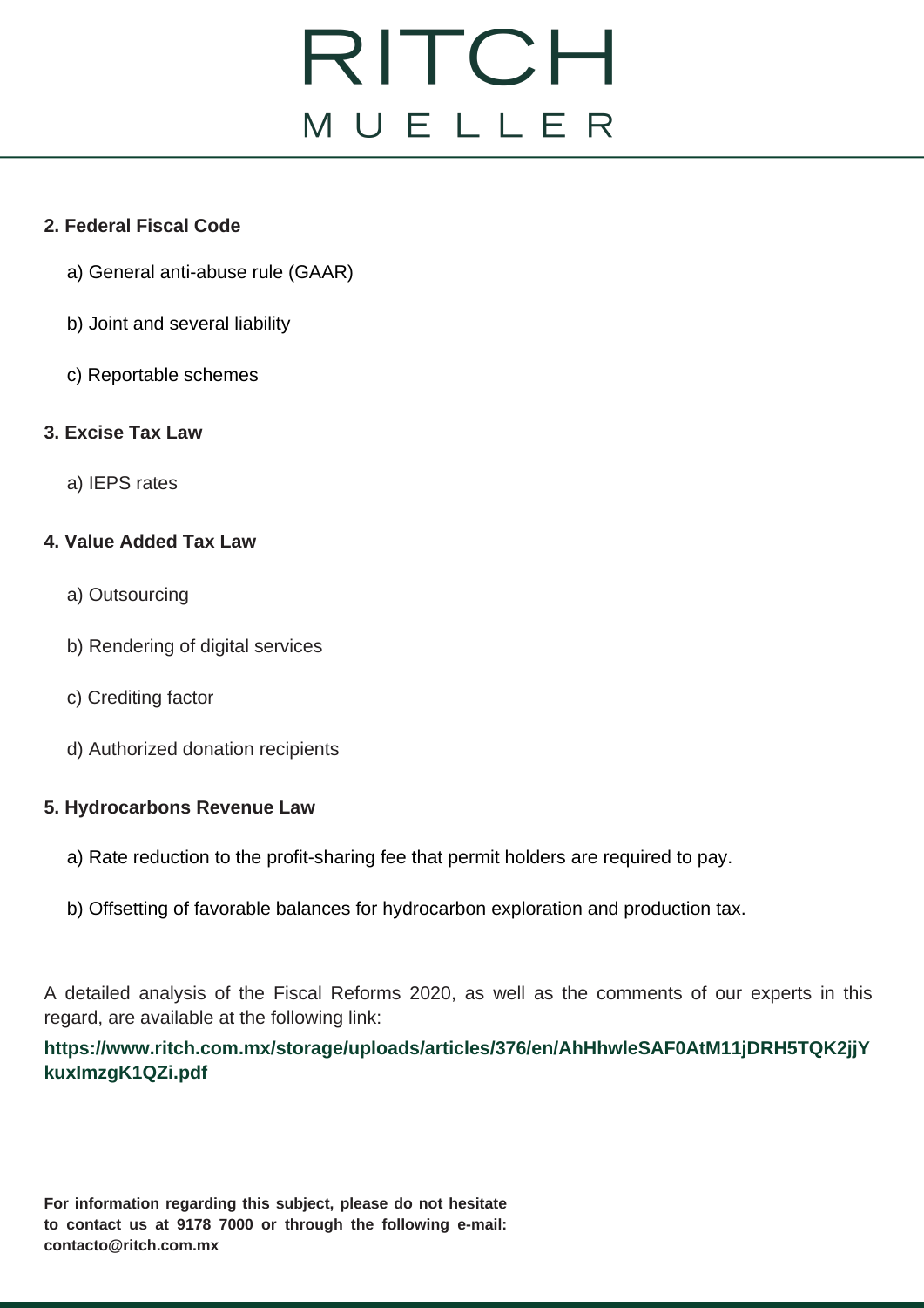**2. Federal Fiscal Code**

a) General anti-abuse rule (GAAR)

b) Joint and several liability

c) Reportable schemes

**3. Excise Tax Law**

a) IEPS rates

**4. Value Added Tax Law**

a) Outsourcing

b) Rendering of digital services

c) Crediting factor

d) Authorized donation recipients

**5. Hydrocarbons Revenue Law**

a) Rate reduction to the profit-sharing fee that permit holders are required to pay.

b) Offsetting of favorable balances for hydrocarbon exploration and production tax.

A detailed analysis of the Fiscal Reforms 2020, as well as the comments of our experts in this regard, are available at the following link:

**https://www.ritch.com.mx/storage/uploads/articles/376/en/AhHhwleSAF0AtM11jDRH5TQK2jjYkuxImzgK1QZi.pdf**

**For information regarding this subject, please do not hesitate to contact us at 9178 7000 or through the following e-mail: contacto@ritch.com.mx**